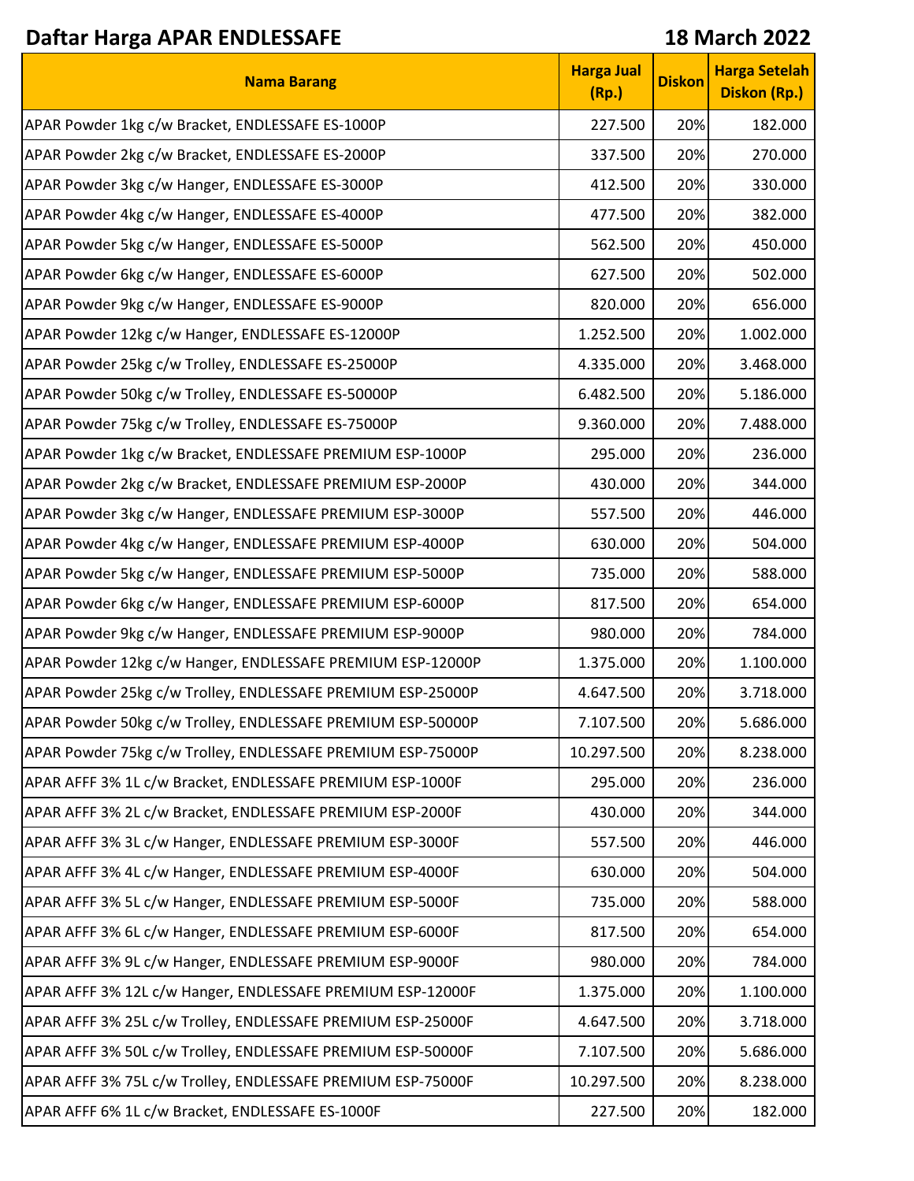# Daftar Harga APAR ENDLESSAFE

**18 March 2022**

| Nama Barang | Harga Jual (Rp.) | Diskon | Harga Setelah Diskon (Rp.) |
|---|---|---|---|
| APAR Powder 1kg c/w Bracket, ENDLESSAFE ES-1000P | 227.500 | 20% | 182.000 |
| APAR Powder 2kg c/w Bracket, ENDLESSAFE ES-2000P | 337.500 | 20% | 270.000 |
| APAR Powder 3kg c/w Hanger, ENDLESSAFE ES-3000P | 412.500 | 20% | 330.000 |
| APAR Powder 4kg c/w Hanger, ENDLESSAFE ES-4000P | 477.500 | 20% | 382.000 |
| APAR Powder 5kg c/w Hanger, ENDLESSAFE ES-5000P | 562.500 | 20% | 450.000 |
| APAR Powder 6kg c/w Hanger, ENDLESSAFE ES-6000P | 627.500 | 20% | 502.000 |
| APAR Powder 9kg c/w Hanger, ENDLESSAFE ES-9000P | 820.000 | 20% | 656.000 |
| APAR Powder 12kg c/w Hanger, ENDLESSAFE ES-12000P | 1.252.500 | 20% | 1.002.000 |
| APAR Powder 25kg c/w Trolley, ENDLESSAFE ES-25000P | 4.335.000 | 20% | 3.468.000 |
| APAR Powder 50kg c/w Trolley, ENDLESSAFE ES-50000P | 6.482.500 | 20% | 5.186.000 |
| APAR Powder 75kg c/w Trolley, ENDLESSAFE ES-75000P | 9.360.000 | 20% | 7.488.000 |
| APAR Powder 1kg c/w Bracket, ENDLESSAFE PREMIUM ESP-1000P | 295.000 | 20% | 236.000 |
| APAR Powder 2kg c/w Bracket, ENDLESSAFE PREMIUM ESP-2000P | 430.000 | 20% | 344.000 |
| APAR Powder 3kg c/w Hanger, ENDLESSAFE PREMIUM ESP-3000P | 557.500 | 20% | 446.000 |
| APAR Powder 4kg c/w Hanger, ENDLESSAFE PREMIUM ESP-4000P | 630.000 | 20% | 504.000 |
| APAR Powder 5kg c/w Hanger, ENDLESSAFE PREMIUM ESP-5000P | 735.000 | 20% | 588.000 |
| APAR Powder 6kg c/w Hanger, ENDLESSAFE PREMIUM ESP-6000P | 817.500 | 20% | 654.000 |
| APAR Powder 9kg c/w Hanger, ENDLESSAFE PREMIUM ESP-9000P | 980.000 | 20% | 784.000 |
| APAR Powder 12kg c/w Hanger, ENDLESSAFE PREMIUM ESP-12000P | 1.375.000 | 20% | 1.100.000 |
| APAR Powder 25kg c/w Trolley, ENDLESSAFE PREMIUM ESP-25000P | 4.647.500 | 20% | 3.718.000 |
| APAR Powder 50kg c/w Trolley, ENDLESSAFE PREMIUM ESP-50000P | 7.107.500 | 20% | 5.686.000 |
| APAR Powder 75kg c/w Trolley, ENDLESSAFE PREMIUM ESP-75000P | 10.297.500 | 20% | 8.238.000 |
| APAR AFFF 3% 1L c/w Bracket, ENDLESSAFE PREMIUM ESP-1000F | 295.000 | 20% | 236.000 |
| APAR AFFF 3% 2L c/w Bracket, ENDLESSAFE PREMIUM ESP-2000F | 430.000 | 20% | 344.000 |
| APAR AFFF 3% 3L c/w Hanger, ENDLESSAFE PREMIUM ESP-3000F | 557.500 | 20% | 446.000 |
| APAR AFFF 3% 4L c/w Hanger, ENDLESSAFE PREMIUM ESP-4000F | 630.000 | 20% | 504.000 |
| APAR AFFF 3% 5L c/w Hanger, ENDLESSAFE PREMIUM ESP-5000F | 735.000 | 20% | 588.000 |
| APAR AFFF 3% 6L c/w Hanger, ENDLESSAFE PREMIUM ESP-6000F | 817.500 | 20% | 654.000 |
| APAR AFFF 3% 9L c/w Hanger, ENDLESSAFE PREMIUM ESP-9000F | 980.000 | 20% | 784.000 |
| APAR AFFF 3% 12L c/w Hanger, ENDLESSAFE PREMIUM ESP-12000F | 1.375.000 | 20% | 1.100.000 |
| APAR AFFF 3% 25L c/w Trolley, ENDLESSAFE PREMIUM ESP-25000F | 4.647.500 | 20% | 3.718.000 |
| APAR AFFF 3% 50L c/w Trolley, ENDLESSAFE PREMIUM ESP-50000F | 7.107.500 | 20% | 5.686.000 |
| APAR AFFF 3% 75L c/w Trolley, ENDLESSAFE PREMIUM ESP-75000F | 10.297.500 | 20% | 8.238.000 |
| APAR AFFF 6% 1L c/w Bracket, ENDLESSAFE ES-1000F | 227.500 | 20% | 182.000 |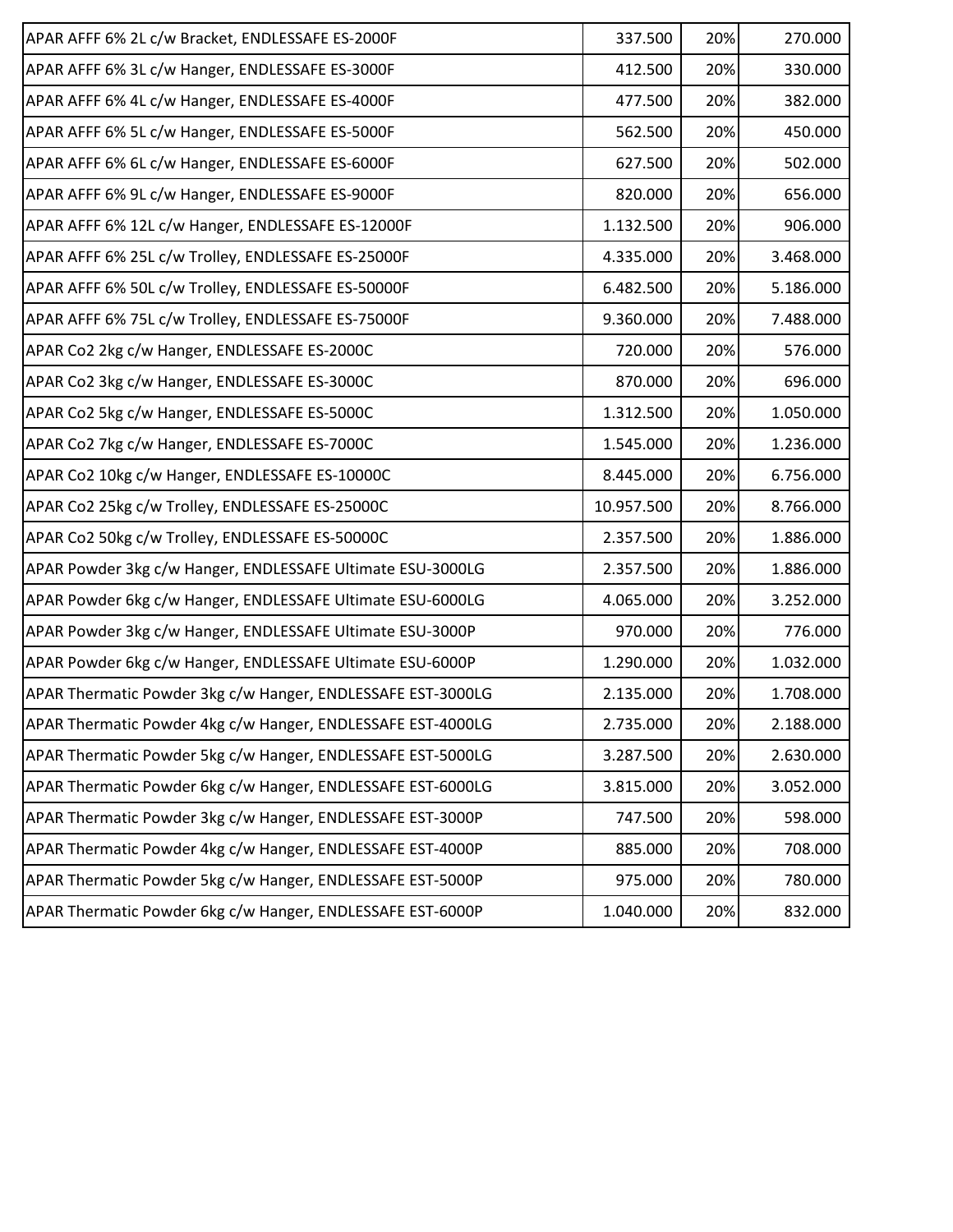| | | | |
|---|---|---|---|
| APAR AFFF 6% 2L c/w Bracket, ENDLESSAFE ES-2000F | 337.500 | 20% | 270.000 |
| APAR AFFF 6% 3L c/w Hanger, ENDLESSAFE ES-3000F | 412.500 | 20% | 330.000 |
| APAR AFFF 6% 4L c/w Hanger, ENDLESSAFE ES-4000F | 477.500 | 20% | 382.000 |
| APAR AFFF 6% 5L c/w Hanger, ENDLESSAFE ES-5000F | 562.500 | 20% | 450.000 |
| APAR AFFF 6% 6L c/w Hanger, ENDLESSAFE ES-6000F | 627.500 | 20% | 502.000 |
| APAR AFFF 6% 9L c/w Hanger, ENDLESSAFE ES-9000F | 820.000 | 20% | 656.000 |
| APAR AFFF 6% 12L c/w Hanger, ENDLESSAFE ES-12000F | 1.132.500 | 20% | 906.000 |
| APAR AFFF 6% 25L c/w Trolley, ENDLESSAFE ES-25000F | 4.335.000 | 20% | 3.468.000 |
| APAR AFFF 6% 50L c/w Trolley, ENDLESSAFE ES-50000F | 6.482.500 | 20% | 5.186.000 |
| APAR AFFF 6% 75L c/w Trolley, ENDLESSAFE ES-75000F | 9.360.000 | 20% | 7.488.000 |
| APAR Co2 2kg c/w Hanger, ENDLESSAFE ES-2000C | 720.000 | 20% | 576.000 |
| APAR Co2 3kg c/w Hanger, ENDLESSAFE ES-3000C | 870.000 | 20% | 696.000 |
| APAR Co2 5kg c/w Hanger, ENDLESSAFE ES-5000C | 1.312.500 | 20% | 1.050.000 |
| APAR Co2 7kg c/w Hanger, ENDLESSAFE ES-7000C | 1.545.000 | 20% | 1.236.000 |
| APAR Co2 10kg c/w Hanger, ENDLESSAFE ES-10000C | 8.445.000 | 20% | 6.756.000 |
| APAR Co2 25kg c/w Trolley, ENDLESSAFE ES-25000C | 10.957.500 | 20% | 8.766.000 |
| APAR Co2 50kg c/w Trolley, ENDLESSAFE ES-50000C | 2.357.500 | 20% | 1.886.000 |
| APAR Powder 3kg c/w Hanger, ENDLESSAFE Ultimate ESU-3000LG | 2.357.500 | 20% | 1.886.000 |
| APAR Powder 6kg c/w Hanger, ENDLESSAFE Ultimate ESU-6000LG | 4.065.000 | 20% | 3.252.000 |
| APAR Powder 3kg c/w Hanger, ENDLESSAFE Ultimate ESU-3000P | 970.000 | 20% | 776.000 |
| APAR Powder 6kg c/w Hanger, ENDLESSAFE Ultimate ESU-6000P | 1.290.000 | 20% | 1.032.000 |
| APAR Thermatic Powder 3kg c/w Hanger, ENDLESSAFE EST-3000LG | 2.135.000 | 20% | 1.708.000 |
| APAR Thermatic Powder 4kg c/w Hanger, ENDLESSAFE EST-4000LG | 2.735.000 | 20% | 2.188.000 |
| APAR Thermatic Powder 5kg c/w Hanger, ENDLESSAFE EST-5000LG | 3.287.500 | 20% | 2.630.000 |
| APAR Thermatic Powder 6kg c/w Hanger, ENDLESSAFE EST-6000LG | 3.815.000 | 20% | 3.052.000 |
| APAR Thermatic Powder 3kg c/w Hanger, ENDLESSAFE EST-3000P | 747.500 | 20% | 598.000 |
| APAR Thermatic Powder 4kg c/w Hanger, ENDLESSAFE EST-4000P | 885.000 | 20% | 708.000 |
| APAR Thermatic Powder 5kg c/w Hanger, ENDLESSAFE EST-5000P | 975.000 | 20% | 780.000 |
| APAR Thermatic Powder 6kg c/w Hanger, ENDLESSAFE EST-6000P | 1.040.000 | 20% | 832.000 |